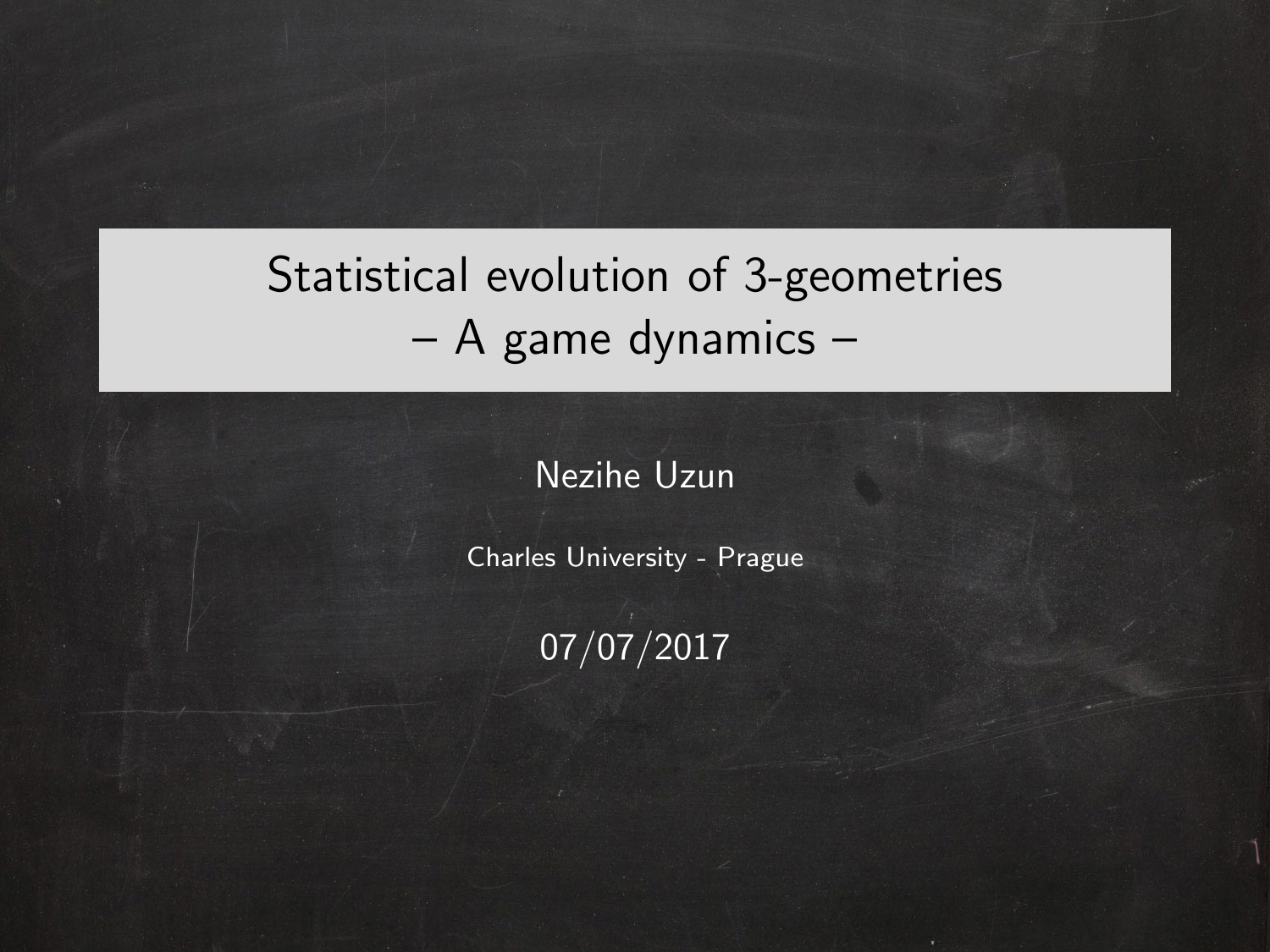# Statistical evolution of 3-geometries
# – A game dynamics –

Nezihe Uzun

Charles University - Prague

07/07/2017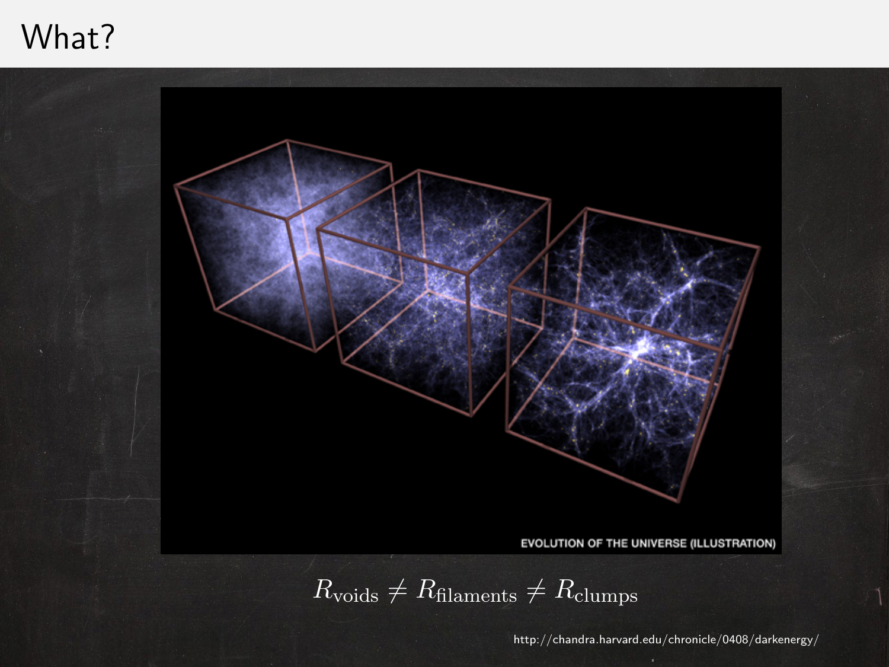# What?

$$R_{\text{voids}} \neq R_{\text{filaments}} \neq R_{\text{clumps}}$$

http://chandra.harvard.edu/chronicle/0408/darkenergy/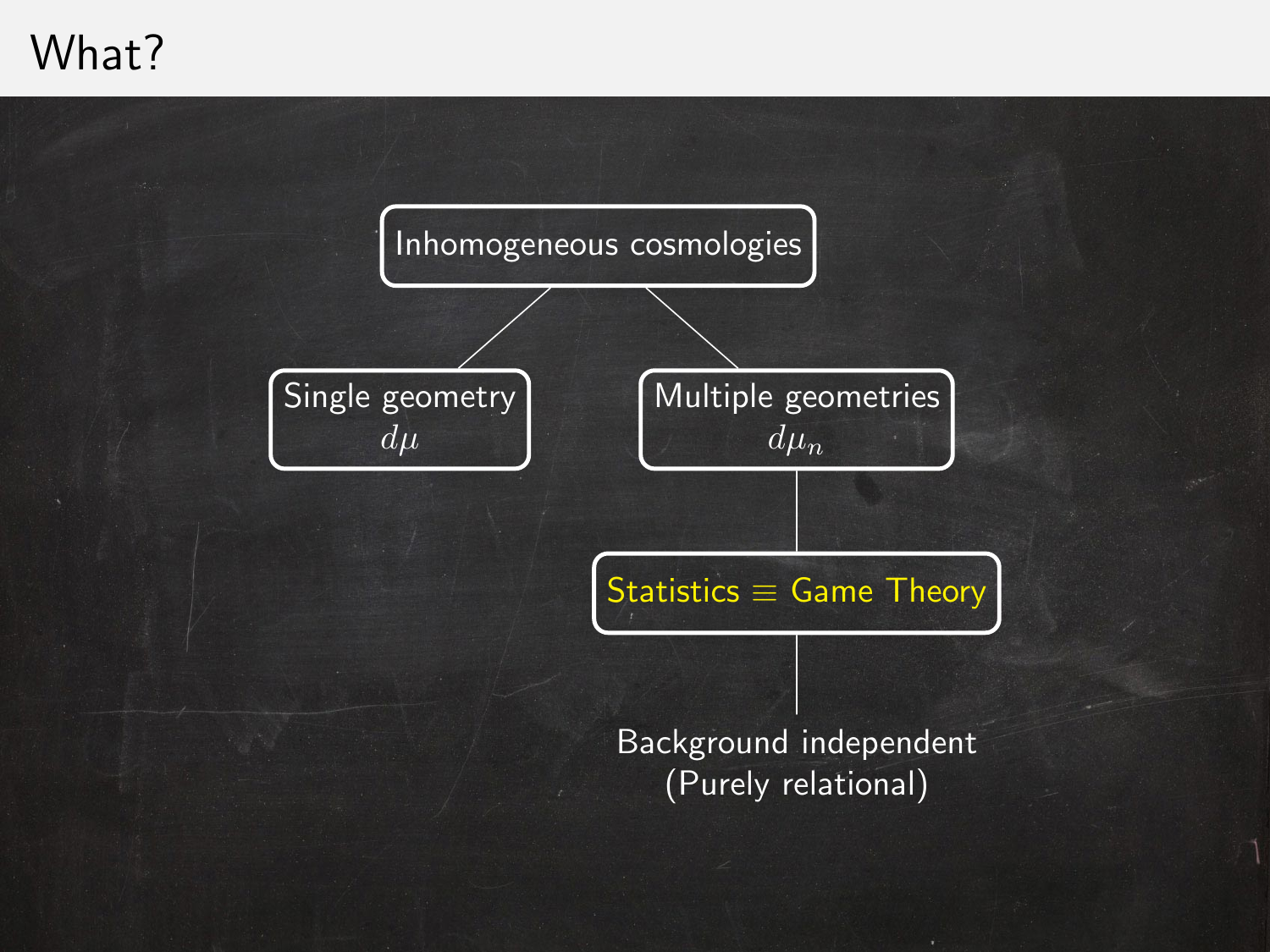# What?

Inhomogeneous cosmologies

- Single geometry $d\mu$
- Multiple geometries $d\mu_n$
  - Statistics $\equiv$ Game Theory
    - Background independent (Purely relational)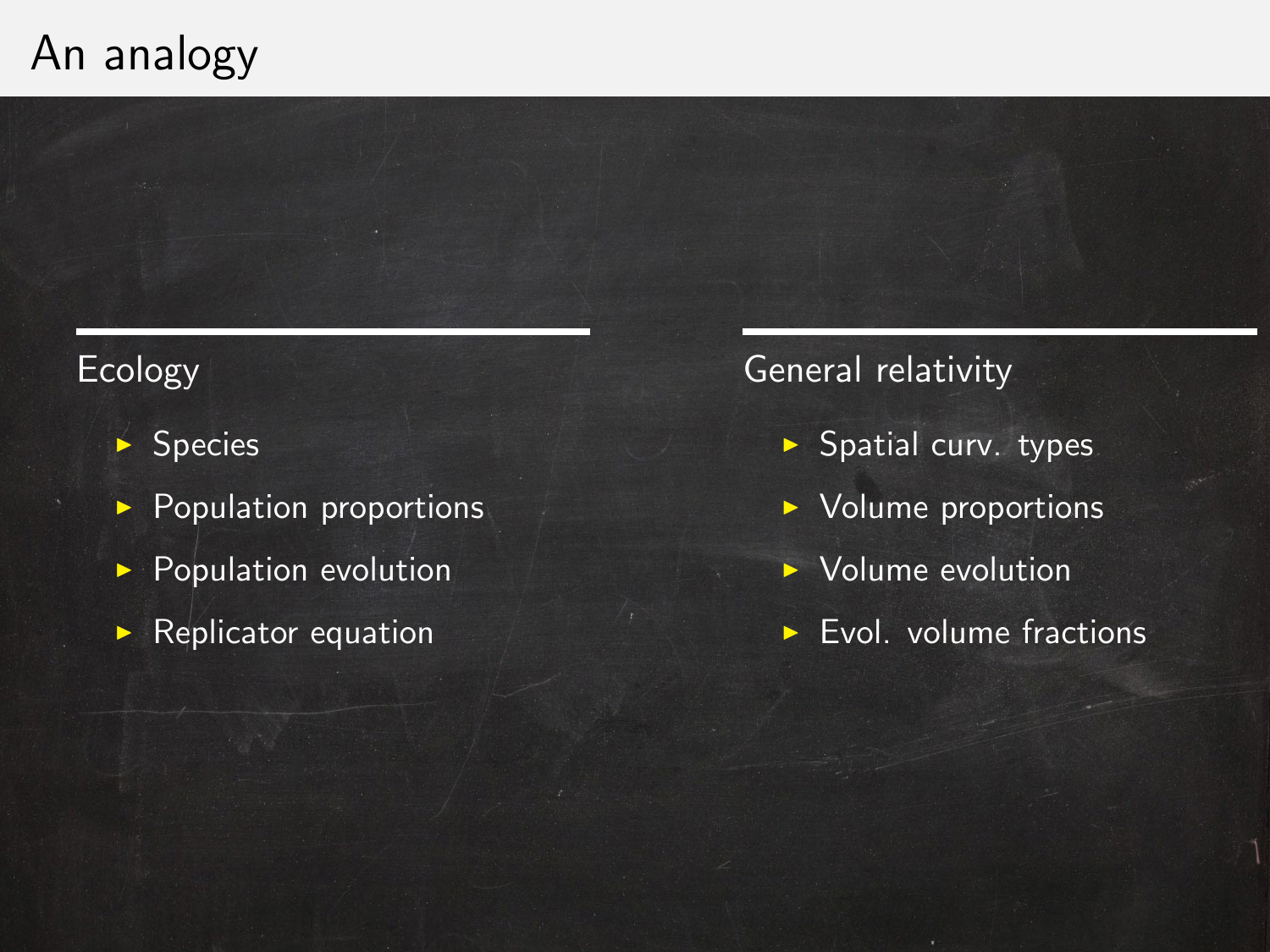# An analogy

**Ecology**

- Species
- Population proportions
- Population evolution
- Replicator equation

**General relativity**

- Spatial curv. types
- Volume proportions
- Volume evolution
- Evol. volume fractions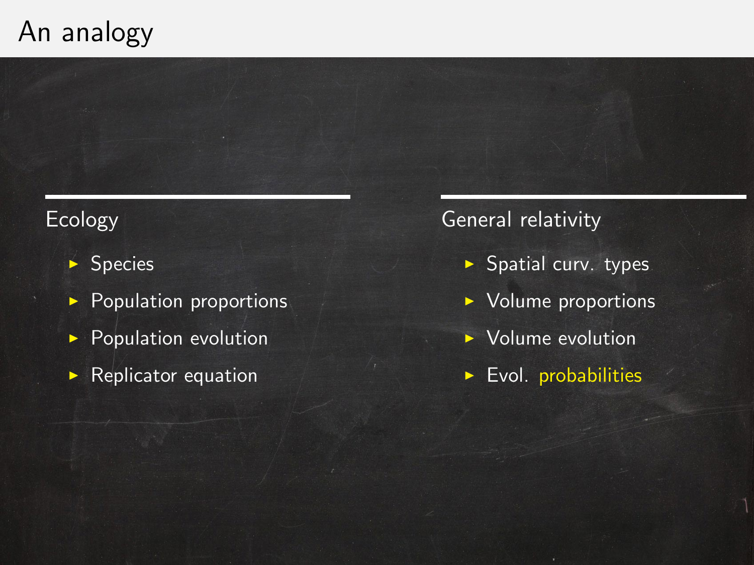# An analogy

## Ecology

- Species
- Population proportions
- Population evolution
- Replicator equation

## General relativity

- Spatial curv. types
- Volume proportions
- Volume evolution
- Evol. probabilities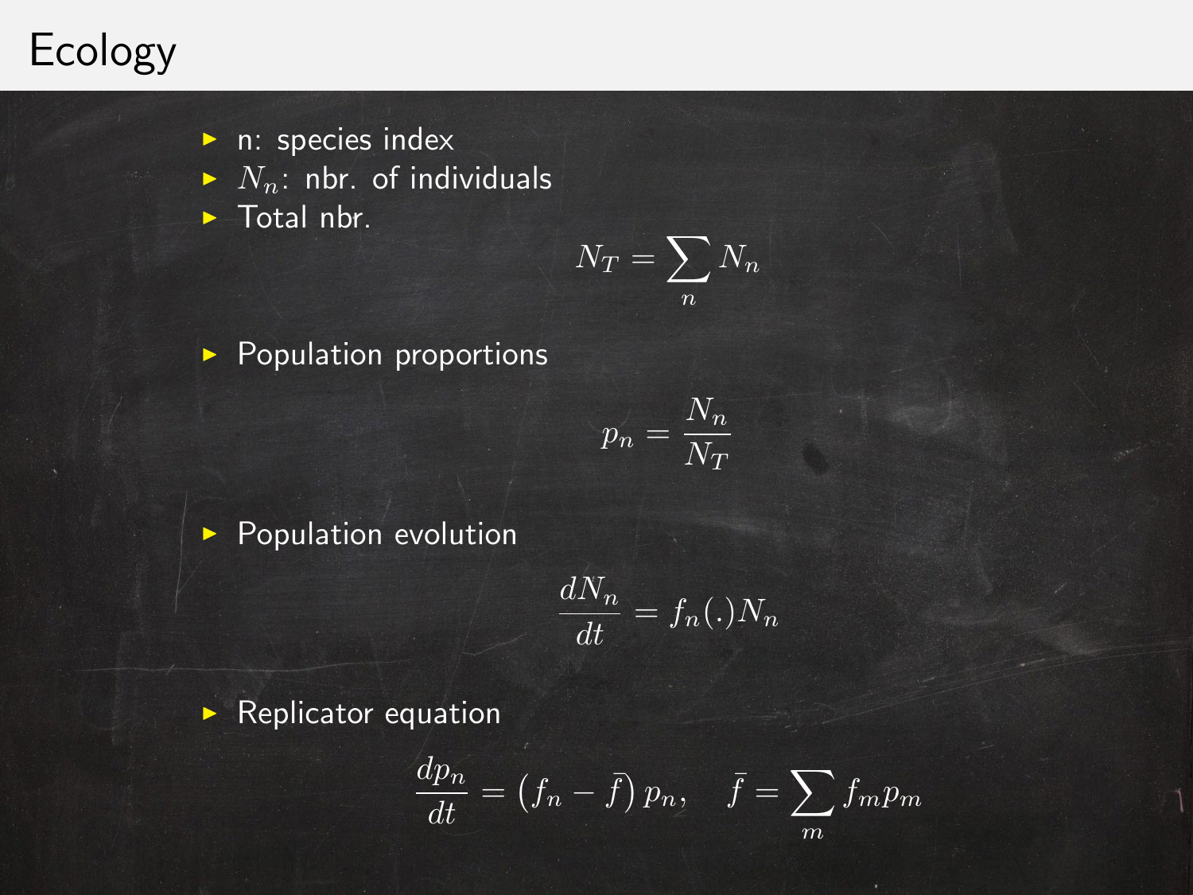# Ecology

- n: species index
- $N_n$: nbr. of individuals
- Total nbr.

$$N_T = \sum_n N_n$$

- Population proportions

$$p_n = \frac{N_n}{N_T}$$

- Population evolution

$$\frac{dN_n}{dt} = f_n(.)N_n$$

- Replicator equation

$$\frac{dp_n}{dt} = \left(f_n - \bar{f}\right) p_n, \quad \bar{f} = \sum_m f_m p_m$$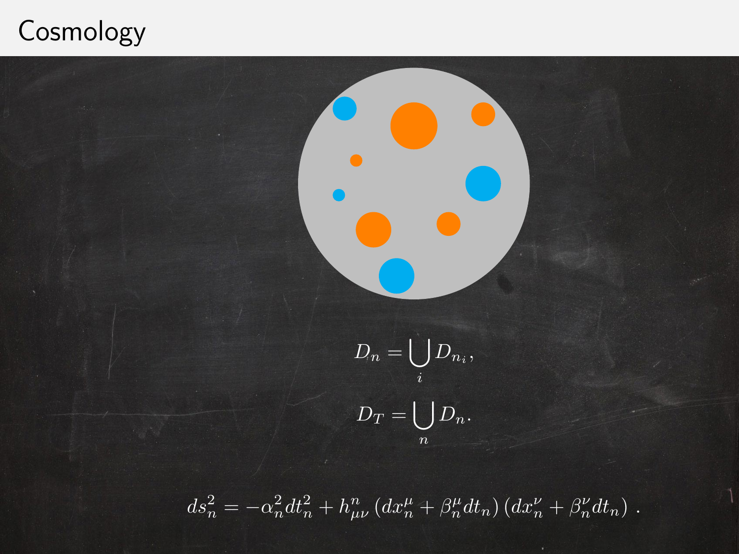# Cosmology

$$D_n = \bigcup_i D_{n_i},$$

$$D_T = \bigcup_n D_n.$$

$$ds_n^2 = -\alpha_n^2 dt_n^2 + h_{\mu\nu}^n \left(dx_n^\mu + \beta_n^\mu dt_n\right)\left(dx_n^\nu + \beta_n^\nu dt_n\right) .$$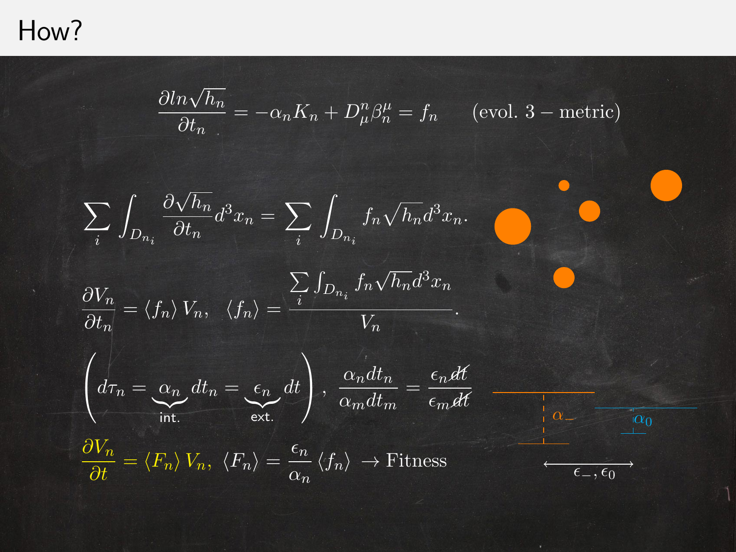# How?

$$\frac{\partial ln\sqrt{h_n}}{\partial t_n} = -\alpha_n K_n + D^n_\mu \beta^\mu_n = f_n \qquad \text{(evol. 3 -- metric)}$$

$$\sum_i \int_{D_{n_i}} \frac{\partial \sqrt{h_n}}{\partial t_n} d^3x_n = \sum_i \int_{D_{n_i}} f_n \sqrt{h_n} d^3x_n.$$

$$\frac{\partial V_n}{\partial t_n} = \langle f_n \rangle V_n, \quad \langle f_n \rangle = \frac{\sum_i \int_{D_{n_i}} f_n \sqrt{h_n} d^3x_n}{V_n}.$$

$$\left( d\tau_n = \underbrace{\alpha_n}_{\text{int.}} dt_n = \underbrace{\epsilon_n}_{\text{ext.}} dt \right), \quad \frac{\alpha_n dt_n}{\alpha_m dt_m} = \frac{\epsilon_n \cancel{dt}}{\epsilon_m \cancel{dt}}$$

$$\frac{\partial V_n}{\partial t} = \langle F_n \rangle V_n, \quad \langle F_n \rangle = \frac{\epsilon_n}{\alpha_n} \langle f_n \rangle \to \text{Fitness}$$

$\alpha_-$ $\alpha_0$

$\epsilon_-, \epsilon_0$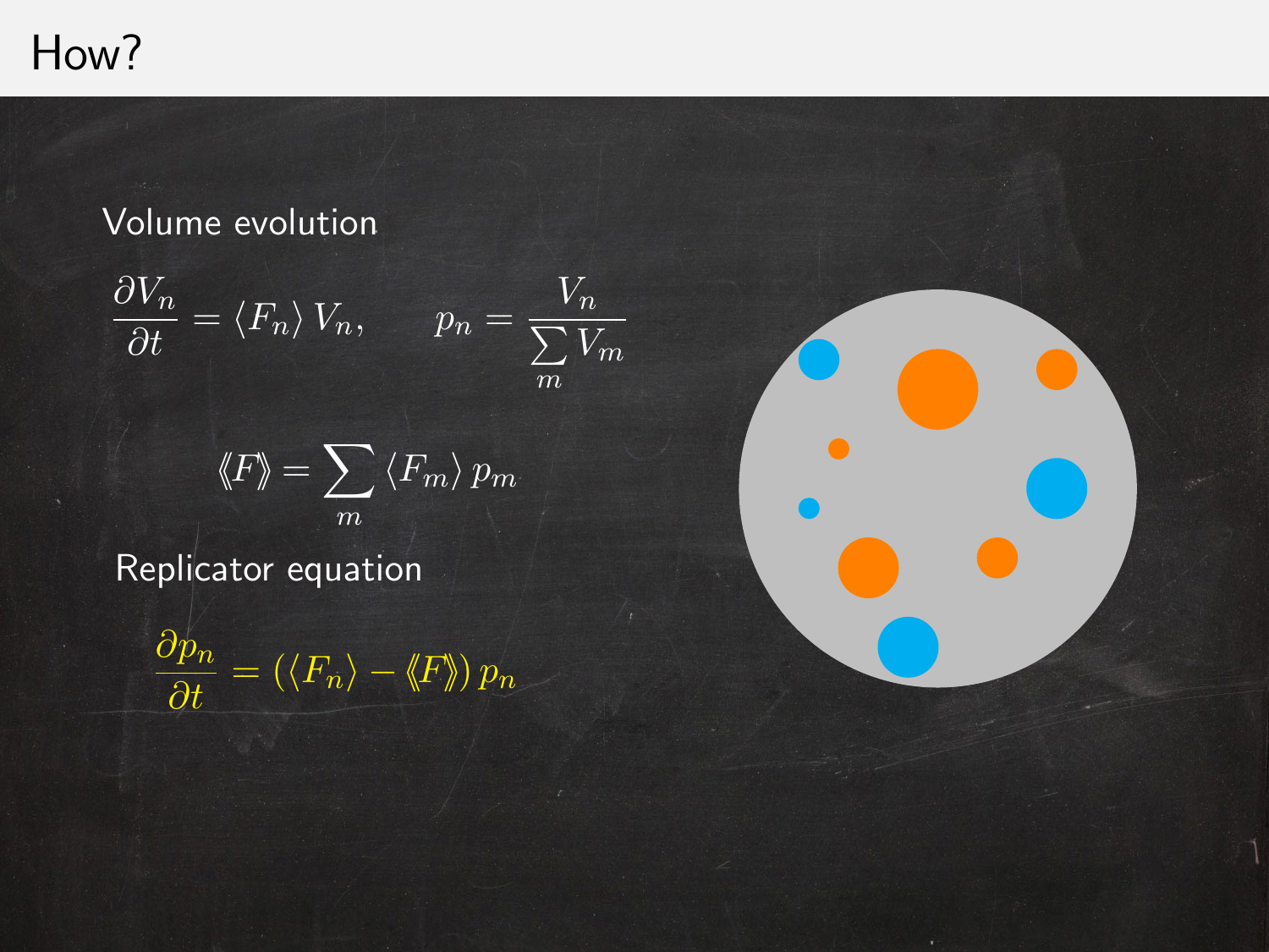# How?

Volume evolution

$$\frac{\partial V_n}{\partial t} = \langle F_n \rangle V_n, \qquad p_n = \frac{V_n}{\sum_m V_m}$$

$$\langle\!\langle F \rangle\!\rangle = \sum_m \langle F_m \rangle p_m$$

Replicator equation

$$\frac{\partial p_n}{\partial t} = \left( \langle F_n \rangle - \langle\!\langle F \rangle\!\rangle \right) p_n$$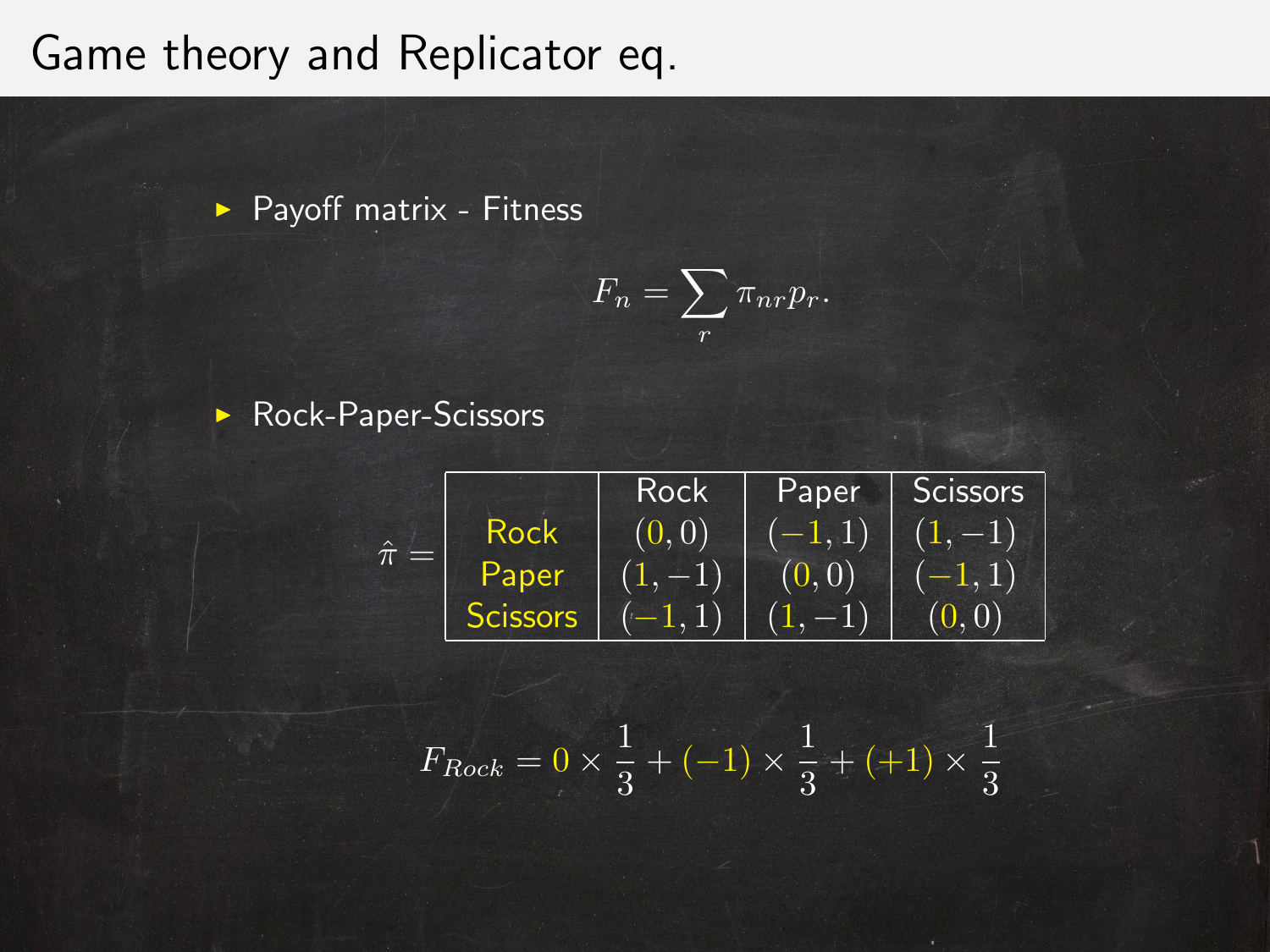# Game theory and Replicator eq.

- Payoff matrix - Fitness

$$F_n = \sum_r \pi_{nr} p_r.$$

- Rock-Paper-Scissors

$\hat{\pi} =$

| | Rock | Paper | Scissors |
|---|---|---|---|
| Rock | $(0, 0)$ | $(-1, 1)$ | $(1, -1)$ |
| Paper | $(1, -1)$ | $(0, 0)$ | $(-1, 1)$ |
| Scissors | $(-1, 1)$ | $(1, -1)$ | $(0, 0)$ |

$$F_{Rock} = 0 \times \frac{1}{3} + (-1) \times \frac{1}{3} + (+1) \times \frac{1}{3}$$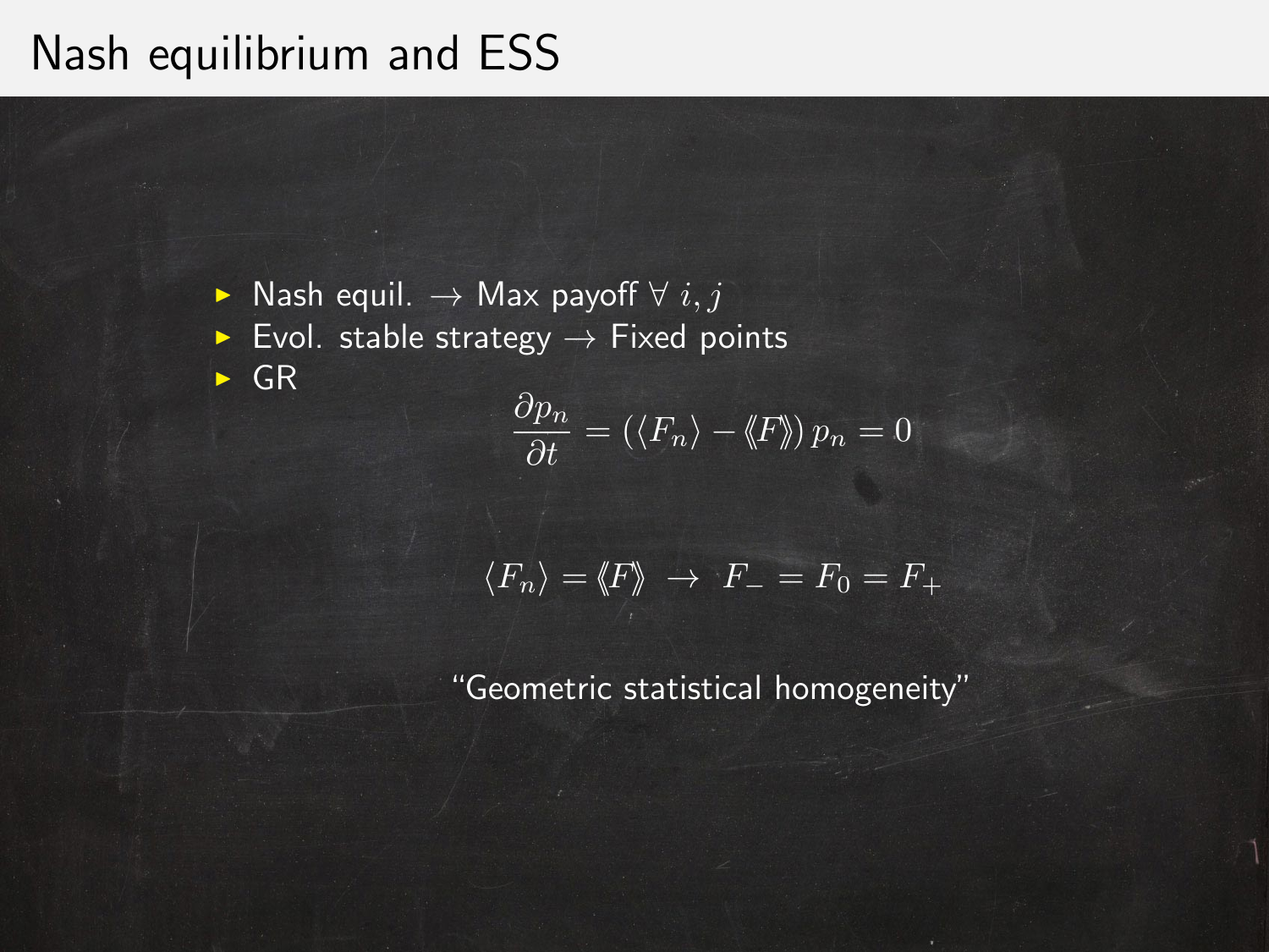# Nash equilibrium and ESS

- Nash equil. $\rightarrow$ Max payoff $\forall\ i, j$
- Evol. stable strategy $\rightarrow$ Fixed points
- GR

$$\frac{\partial p_n}{\partial t} = \left(\langle F_n \rangle - \langle\!\langle F \rangle\!\rangle\right) p_n = 0$$

$$\langle F_n \rangle = \langle\!\langle F \rangle\!\rangle \ \rightarrow \ F_- = F_0 = F_+$$

"Geometric statistical homogeneity"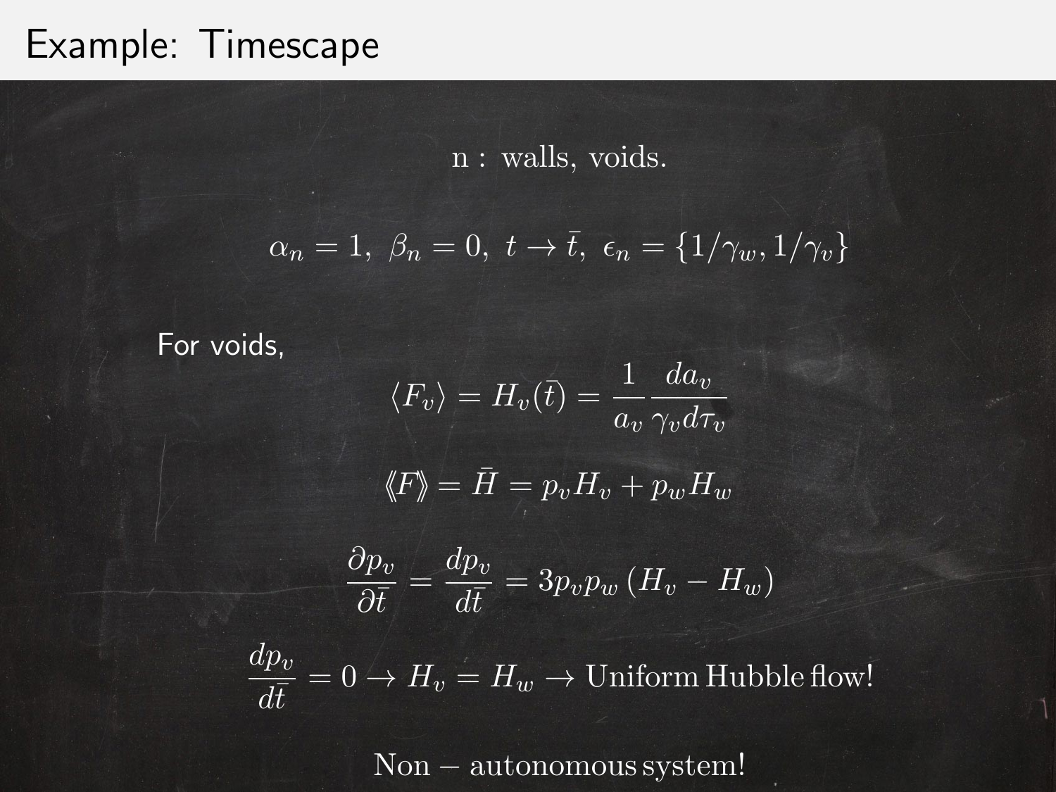# Example: Timescape

$$\text{n : walls, voids.}$$

$$\alpha_n = 1,\ \beta_n = 0,\ t \rightarrow \bar{t},\ \epsilon_n = \{1/\gamma_w, 1/\gamma_v\}$$

For voids,

$$\langle F_v \rangle = H_v(\bar{t}) = \frac{1}{a_v}\frac{da_v}{\gamma_v d\tau_v}$$

$$\langle\!\langle F \rangle\!\rangle = \bar{H} = p_v H_v + p_w H_w$$

$$\frac{\partial p_v}{\partial \bar{t}} = \frac{dp_v}{d\bar{t}} = 3 p_v p_w \left(H_v - H_w\right)$$

$$\frac{dp_v}{d\bar{t}} = 0 \rightarrow H_v = H_w \rightarrow \text{Uniform Hubble flow!}$$

$$\text{Non} - \text{autonomous system!}$$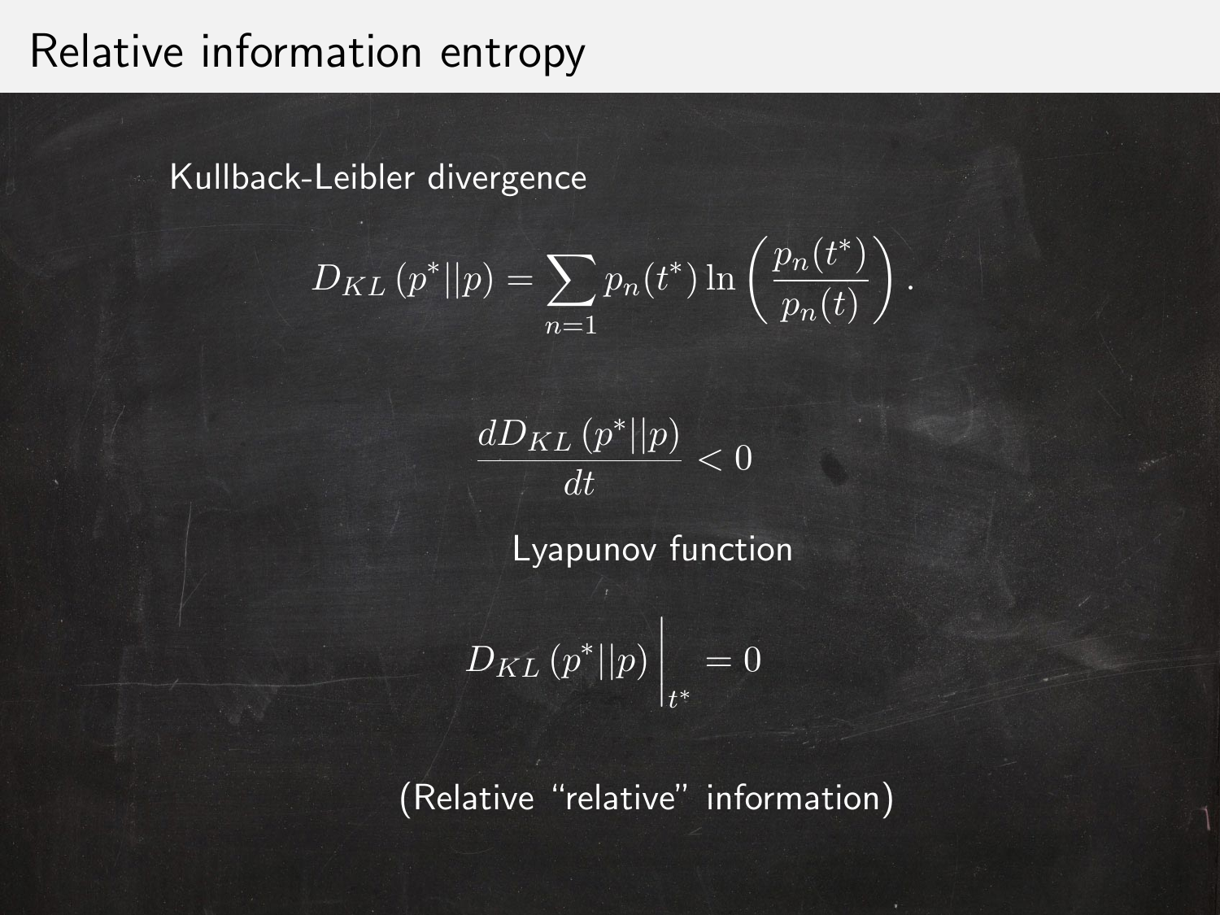# Relative information entropy

Kullback-Leibler divergence

$$D_{KL}\left(p^*||p\right) = \sum_{n=1} p_n(t^*) \ln\left(\frac{p_n(t^*)}{p_n(t)}\right).$$

$$\frac{dD_{KL}\left(p^*||p\right)}{dt} < 0$$

Lyapunov function

$$D_{KL}\left(p^*||p\right)\Bigg|_{t^*} = 0$$

(Relative “relative” information)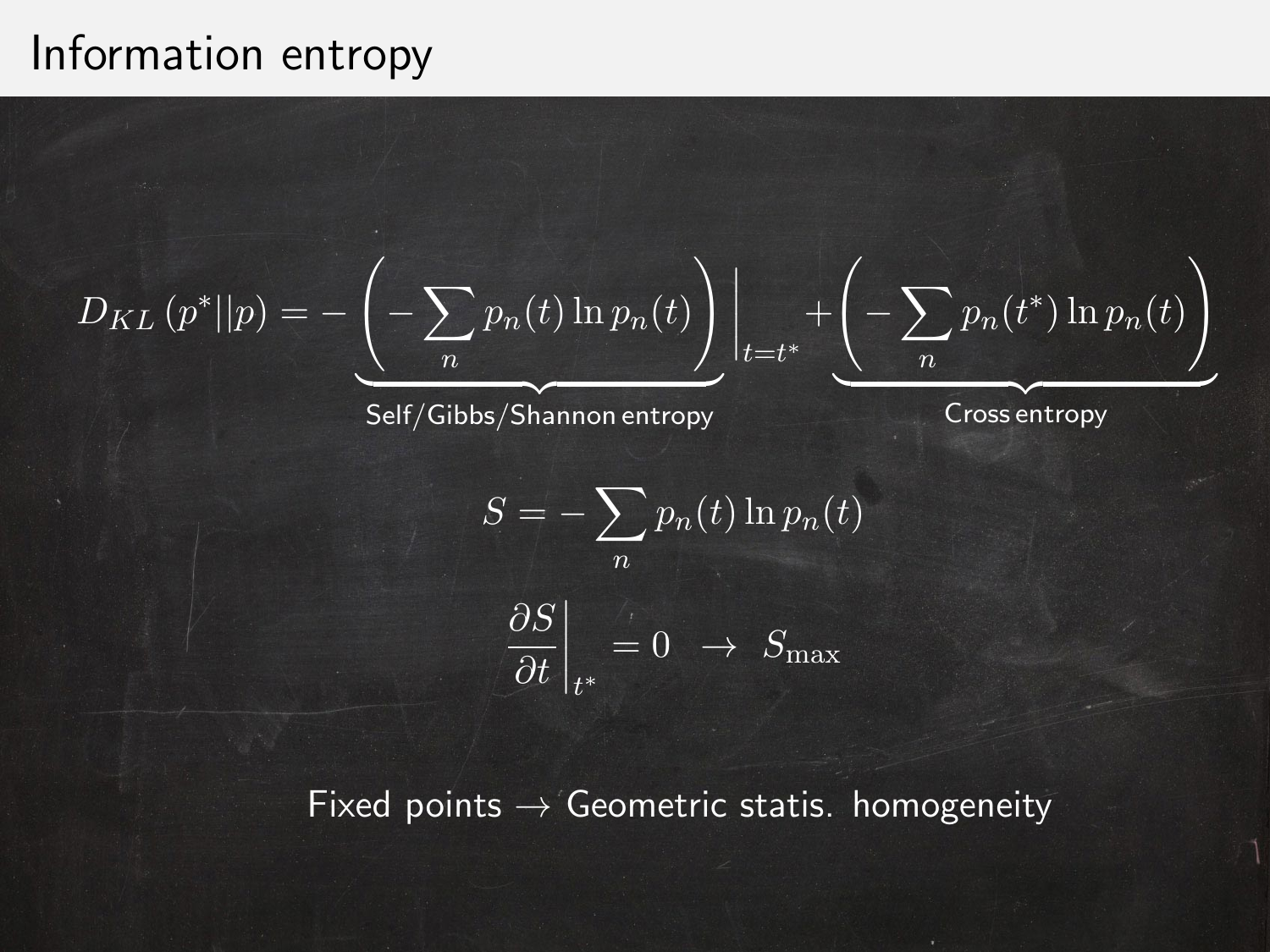# Information entropy

$$D_{KL}\left(p^*||p\right) = -\underbrace{\left(-\sum_n p_n(t)\ln p_n(t)\right)}_{\text{Self/Gibbs/Shannon entropy}}\Bigg|_{t=t^*} + \underbrace{\left(-\sum_n p_n(t^*)\ln p_n(t)\right)}_{\text{Cross entropy}}$$

$$S = -\sum_n p_n(t)\ln p_n(t)$$

$$\left.\frac{\partial S}{\partial t}\right|_{t^*} = 0 \;\rightarrow\; S_{\max}$$

Fixed points $\rightarrow$ Geometric statis. homogeneity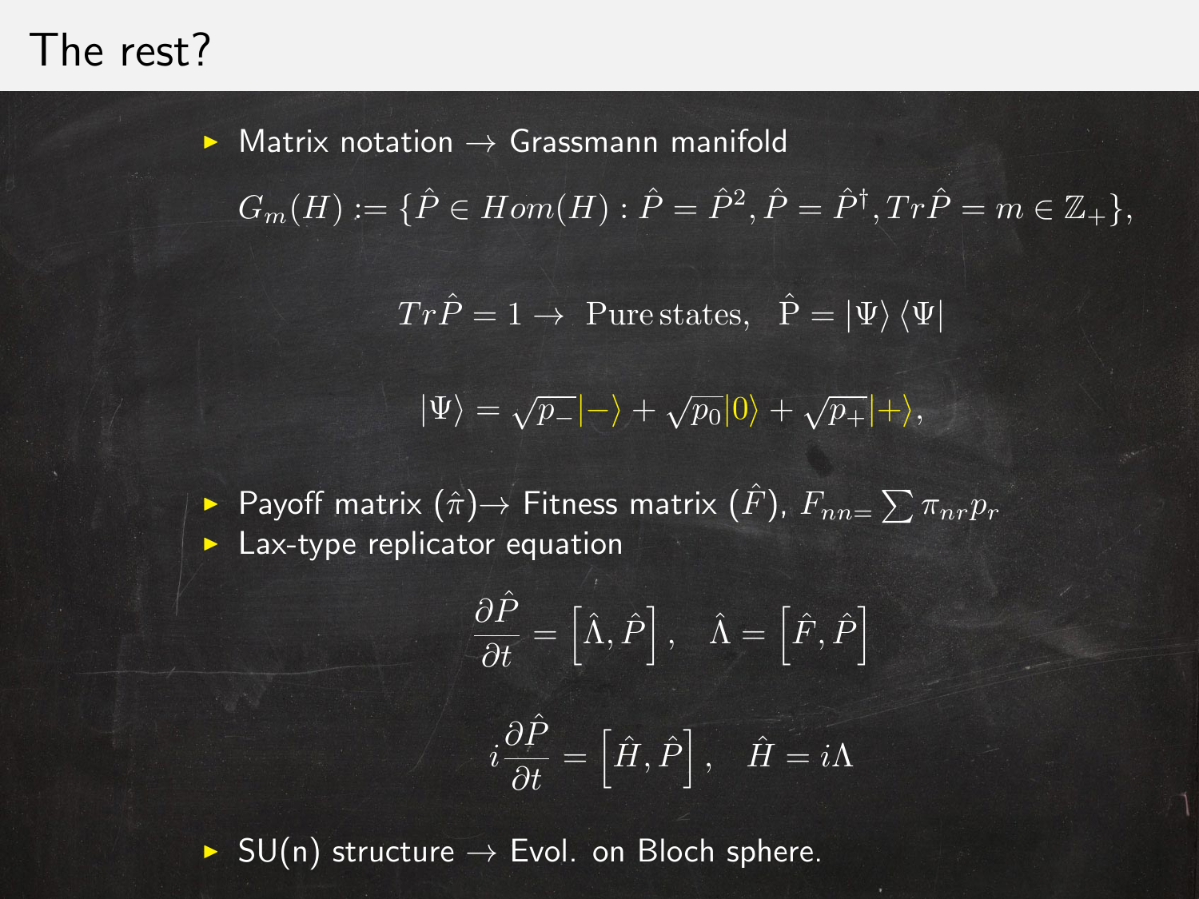# The rest?

- Matrix notation → Grassmann manifold

$$G_m(H) := \{\hat{P} \in Hom(H) : \hat{P} = \hat{P}^2, \hat{P} = \hat{P}^\dagger, Tr\hat{P} = m \in \mathbb{Z}_+\},$$

$$Tr\hat{P} = 1 \rightarrow \text{ Pure states}, \quad \hat{\mathrm{P}} = |\Psi\rangle \langle\Psi|$$

$$|\Psi\rangle = \sqrt{p_-}|-\rangle + \sqrt{p_0}|0\rangle + \sqrt{p_+}|+\rangle,$$

- Payoff matrix ($\hat{\pi}$)→ Fitness matrix ($\hat{F}$), $F_{nn=} \sum \pi_{nr} p_r$
- Lax-type replicator equation

$$\frac{\partial \hat{P}}{\partial t} = \left[\hat{\Lambda}, \hat{P}\right], \quad \hat{\Lambda} = \left[\hat{F}, \hat{P}\right]$$

$$i\frac{\partial \hat{P}}{\partial t} = \left[\hat{H}, \hat{P}\right], \quad \hat{H} = i\Lambda$$

- SU(n) structure → Evol. on Bloch sphere.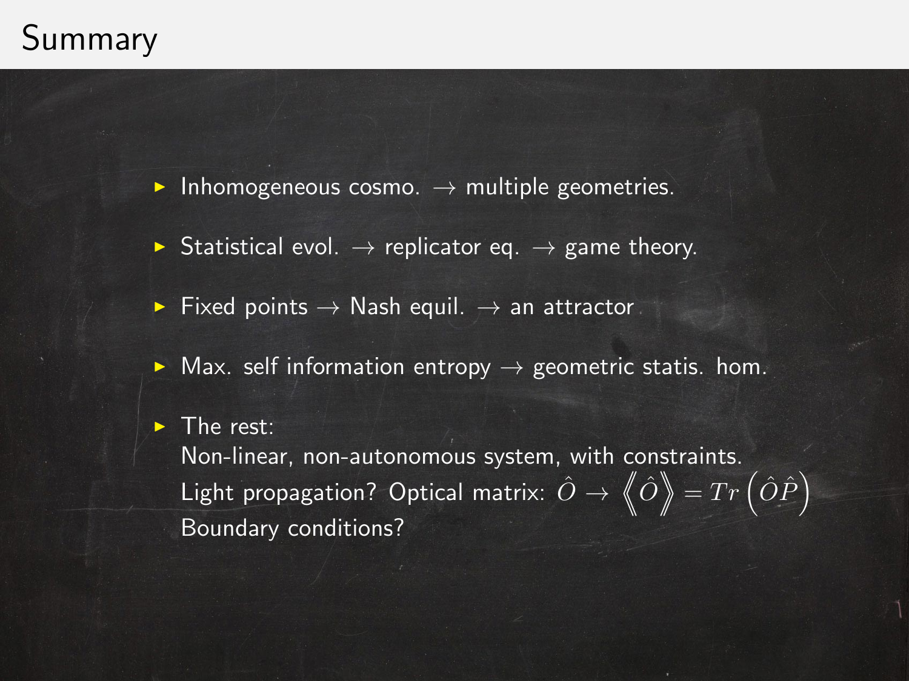# Summary

- Inhomogeneous cosmo. $\rightarrow$ multiple geometries.
- Statistical evol. $\rightarrow$ replicator eq. $\rightarrow$ game theory.
- Fixed points $\rightarrow$ Nash equil. $\rightarrow$ an attractor
- Max. self information entropy $\rightarrow$ geometric statis. hom.
- The rest:
  Non-linear, non-autonomous system, with constraints.
  Light propagation? Optical matrix: $\hat{O} \rightarrow \left\langle\!\left\langle \hat{O} \right\rangle\!\right\rangle = Tr\left(\hat{O}\hat{P}\right)$
  Boundary conditions?